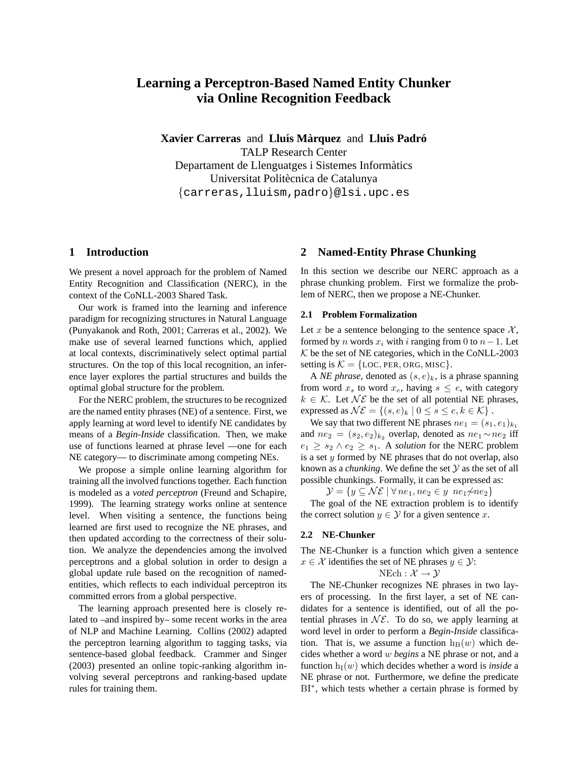# Learning a Perceptron-Based Named Entity Chunker via Online Recognition Feedback

**Xavier Carreras** and **Lluís Màrquez** and **Lluís Padró**
TALP Research Center
Departament de Llenguatges i Sistemes Informàtics
Universitat Politècnica de Catalunya
{carreras,lluism,padro}@lsi.upc.es

## 1 Introduction

We present a novel approach for the problem of Named Entity Recognition and Classification (NERC), in the context of the CoNLL-2003 Shared Task.

Our work is framed into the learning and inference paradigm for recognizing structures in Natural Language (Punyakanok and Roth, 2001; Carreras et al., 2002). We make use of several learned functions which, applied at local contexts, discriminatively select optimal partial structures. On the top of this local recognition, an inference layer explores the partial structures and builds the optimal global structure for the problem.

For the NERC problem, the structures to be recognized are the named entity phrases (NE) of a sentence. First, we apply learning at word level to identify NE candidates by means of a *Begin-Inside* classification. Then, we make use of functions learned at phrase level —one for each NE category— to discriminate among competing NEs.

We propose a simple online learning algorithm for training all the involved functions together. Each function is modeled as a *voted perceptron* (Freund and Schapire, 1999). The learning strategy works online at sentence level. When visiting a sentence, the functions being learned are first used to recognize the NE phrases, and then updated according to the correctness of their solution. We analyze the dependencies among the involved perceptrons and a global solution in order to design a global update rule based on the recognition of named-entities, which reflects to each individual perceptron its committed errors from a global perspective.

The learning approach presented here is closely related to –and inspired by– some recent works in the area of NLP and Machine Learning. Collins (2002) adapted the perceptron learning algorithm to tagging tasks, via sentence-based global feedback. Crammer and Singer (2003) presented an online topic-ranking algorithm involving several perceptrons and ranking-based update rules for training them.

## 2 Named-Entity Phrase Chunking

In this section we describe our NERC approach as a phrase chunking problem. First we formalize the problem of NERC, then we propose a NE-Chunker.

### 2.1 Problem Formalization

Let $x$ be a sentence belonging to the sentence space $\mathcal{X}$, formed by $n$ words $x_i$ with $i$ ranging from $0$ to $n-1$. Let $\mathcal{K}$ be the set of NE categories, which in the CoNLL-2003 setting is $\mathcal{K} = \{\text{LOC}, \text{PER}, \text{ORG}, \text{MISC}\}$.

A *NE phrase*, denoted as $(s,e)_k$, is a phrase spanning from word $x_s$ to word $x_e$, having $s \leq e$, with category $k \in \mathcal{K}$. Let $\mathcal{NE}$ be the set of all potential NE phrases, expressed as $\mathcal{NE} = \{(s,e)_k \mid 0 \leq s \leq e, k \in \mathcal{K}\}$ .

We say that two different NE phrases $ne_1 = (s_1, e_1)_{k_1}$ and $ne_2 = (s_2, e_2)_{k_2}$ overlap, denoted as $ne_1 \sim ne_2$ iff $e_1 \geq s_2 \wedge e_2 \geq s_1$. A *solution* for the NERC problem is a set $y$ formed by NE phrases that do not overlap, also known as a *chunking*. We define the set $\mathcal{Y}$ as the set of all possible chunkings. Formally, it can be expressed as:

$$\mathcal{Y} = \{y \subseteq \mathcal{NE} \mid \forall\, ne_1, ne_2 \in y \;\; ne_1 \not\sim ne_2\}$$

The goal of the NE extraction problem is to identify the correct solution $y \in \mathcal{Y}$ for a given sentence $x$.

### 2.2 NE-Chunker

The NE-Chunker is a function which given a sentence $x \in \mathcal{X}$ identifies the set of NE phrases $y \in \mathcal{Y}$:

$$\text{NEch} : \mathcal{X} \rightarrow \mathcal{Y}$$

The NE-Chunker recognizes NE phrases in two layers of processing. In the first layer, a set of NE candidates for a sentence is identified, out of all the potential phrases in $\mathcal{NE}$. To do so, we apply learning at word level in order to perform a *Begin-Inside* classification. That is, we assume a function $\text{h}_\text{B}(w)$ which decides whether a word $w$ *begins* a NE phrase or not, and a function $\text{h}_\text{I}(w)$ which decides whether a word is *inside* a NE phrase or not. Furthermore, we define the predicate $\text{BI}^*$, which tests whether a certain phrase is formed by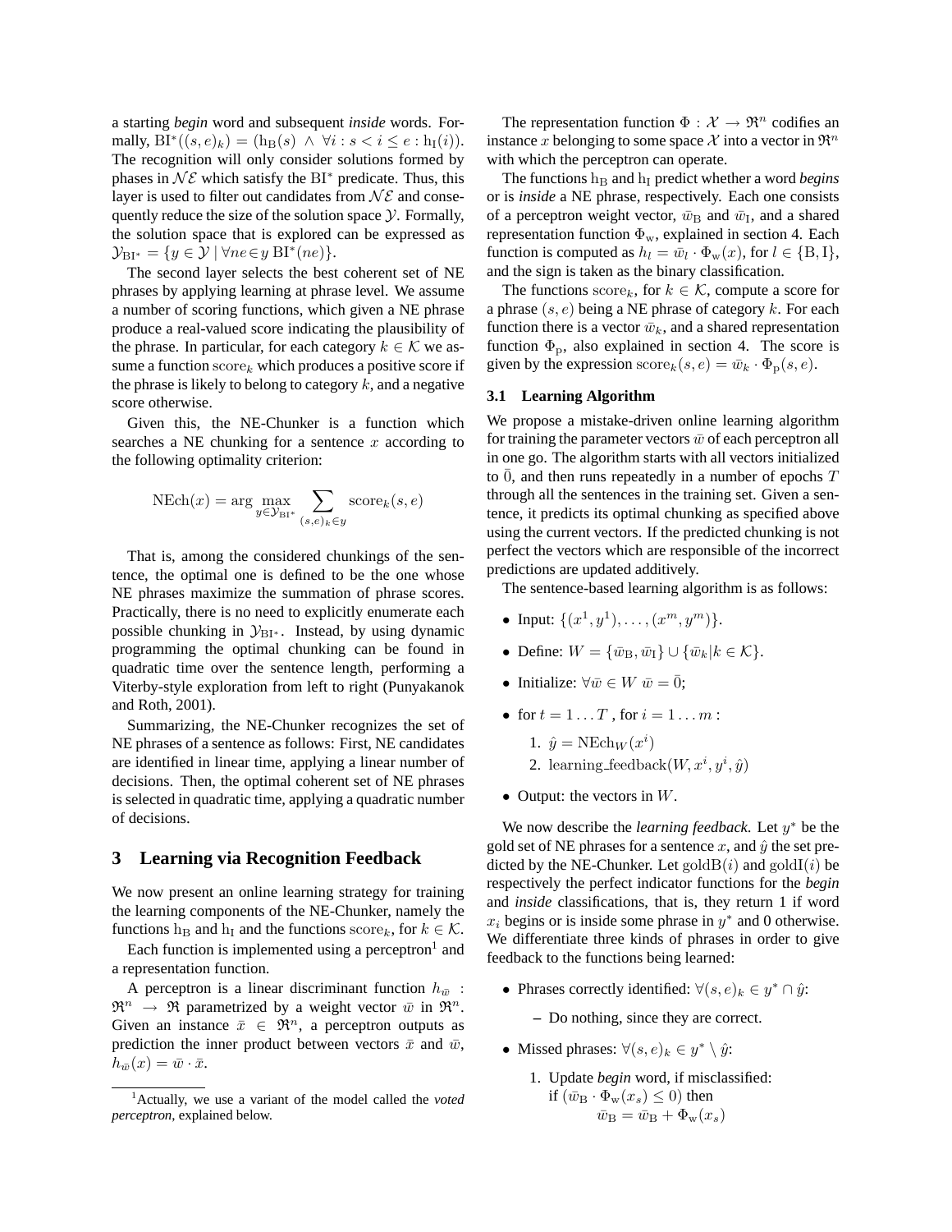a starting *begin* word and subsequent *inside* words. Formally, $\mathrm{BI}^*((s,e)_k) = (\mathrm{h_B}(s) \ \wedge \ \forall i : s < i \leq e : \mathrm{h_I}(i))$. The recognition will only consider solutions formed by phases in $\mathcal{NE}$ which satisfy the $\mathrm{BI}^*$ predicate. Thus, this layer is used to filter out candidates from $\mathcal{NE}$ and consequently reduce the size of the solution space $\mathcal{Y}$. Formally, the solution space that is explored can be expressed as $\mathcal{Y}_{\mathrm{BI}^*} = \{y \in \mathcal{Y} \mid \forall ne \in y \ \mathrm{BI}^*(ne)\}$.

The second layer selects the best coherent set of NE phrases by applying learning at phrase level. We assume a number of scoring functions, which given a NE phrase produce a real-valued score indicating the plausibility of the phrase. In particular, for each category $k \in \mathcal{K}$ we assume a function $\mathrm{score}_k$ which produces a positive score if the phrase is likely to belong to category $k$, and a negative score otherwise.

Given this, the NE-Chunker is a function which searches a NE chunking for a sentence $x$ according to the following optimality criterion:

$$\mathrm{NEch}(x) = \arg\max_{y \in \mathcal{Y}_{\mathrm{BI}^*}} \sum_{(s,e)_k \in y} \mathrm{score}_k(s,e)$$

That is, among the considered chunkings of the sentence, the optimal one is defined to be the one whose NE phrases maximize the summation of phrase scores. Practically, there is no need to explicitly enumerate each possible chunking in $\mathcal{Y}_{\mathrm{BI}^*}$. Instead, by using dynamic programming the optimal chunking can be found in quadratic time over the sentence length, performing a Viterby-style exploration from left to right (Punyakanok and Roth, 2001).

Summarizing, the NE-Chunker recognizes the set of NE phrases of a sentence as follows: First, NE candidates are identified in linear time, applying a linear number of decisions. Then, the optimal coherent set of NE phrases is selected in quadratic time, applying a quadratic number of decisions.

## 3 Learning via Recognition Feedback

We now present an online learning strategy for training the learning components of the NE-Chunker, namely the functions $\mathrm{h_B}$ and $\mathrm{h_I}$ and the functions $\mathrm{score}_k$, for $k \in \mathcal{K}$.

Each function is implemented using a perceptron[1] and a representation function.

A perceptron is a linear discriminant function $h_{\bar{w}} : \Re^n \rightarrow \Re$ parametrized by a weight vector $\bar{w}$ in $\Re^n$. Given an instance $\bar{x} \in \Re^n$, a perceptron outputs as prediction the inner product between vectors $\bar{x}$ and $\bar{w}$, $h_{\bar{w}}(x) = \bar{w} \cdot \bar{x}$.

[1] Actually, we use a variant of the model called the *voted perceptron*, explained below.

The representation function $\Phi : \mathcal{X} \rightarrow \Re^n$ codifies an instance $x$ belonging to some space $\mathcal{X}$ into a vector in $\Re^n$ with which the perceptron can operate.

The functions $\mathrm{h_B}$ and $\mathrm{h_I}$ predict whether a word *begins* or is *inside* a NE phrase, respectively. Each one consists of a perceptron weight vector, $\bar{w}_\mathrm{B}$ and $\bar{w}_\mathrm{I}$, and a shared representation function $\Phi_\mathrm{w}$, explained in section 4. Each function is computed as $h_l = \bar{w}_l \cdot \Phi_\mathrm{w}(x)$, for $l \in \{\mathrm{B}, \mathrm{I}\}$, and the sign is taken as the binary classification.

The functions $\mathrm{score}_k$, for $k \in \mathcal{K}$, compute a score for a phrase $(s,e)$ being a NE phrase of category $k$. For each function there is a vector $\bar{w}_k$, and a shared representation function $\Phi_\mathrm{p}$, also explained in section 4. The score is given by the expression $\mathrm{score}_k(s,e) = \bar{w}_k \cdot \Phi_\mathrm{p}(s,e)$.

### 3.1 Learning Algorithm

We propose a mistake-driven online learning algorithm for training the parameter vectors $\bar{w}$ of each perceptron all in one go. The algorithm starts with all vectors initialized to $\bar{0}$, and then runs repeatedly in a number of epochs $T$ through all the sentences in the training set. Given a sentence, it predicts its optimal chunking as specified above using the current vectors. If the predicted chunking is not perfect the vectors which are responsible of the incorrect predictions are updated additively.

The sentence-based learning algorithm is as follows:

- Input: $\{(x^1, y^1), \ldots, (x^m, y^m)\}$.
- Define: $W = \{\bar{w}_\mathrm{B}, \bar{w}_\mathrm{I}\} \cup \{\bar{w}_k | k \in \mathcal{K}\}$.
- Initialize: $\forall \bar{w} \in W \ \bar{w} = \bar{0}$;
- for $t = 1 \ldots T$ , for $i = 1 \ldots m$ :
  1. $\hat{y} = \mathrm{NEch}_W(x^i)$
  2. $\mathrm{learning\_feedback}(W, x^i, y^i, \hat{y})$
- Output: the vectors in $W$.

We now describe the *learning feedback*. Let $y^*$ be the gold set of NE phrases for a sentence $x$, and $\hat{y}$ the set predicted by the NE-Chunker. Let $\mathrm{goldB}(i)$ and $\mathrm{goldI}(i)$ be respectively the perfect indicator functions for the *begin* and *inside* classifications, that is, they return 1 if word $x_i$ begins or is inside some phrase in $y^*$ and 0 otherwise. We differentiate three kinds of phrases in order to give feedback to the functions being learned:

- Phrases correctly identified: $\forall (s,e)_k \in y^* \cap \hat{y}$:
  - Do nothing, since they are correct.
- Missed phrases: $\forall (s,e)_k \in y^* \setminus \hat{y}$:
  1. Update *begin* word, if misclassified:
     if $(\bar{w}_\mathrm{B} \cdot \Phi_\mathrm{w}(x_s) \leq 0)$ then
     $\bar{w}_\mathrm{B} = \bar{w}_\mathrm{B} + \Phi_\mathrm{w}(x_s)$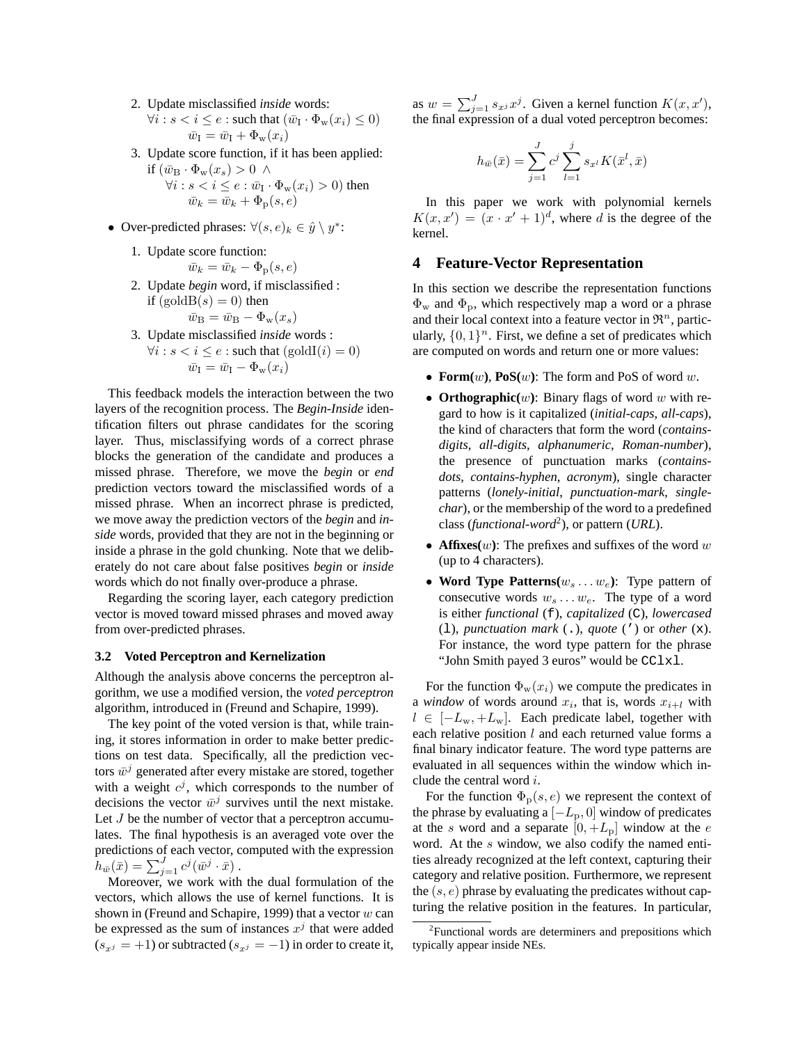2. Update misclassified *inside* words:
   $\forall i : s < i \leq e$ : such that $(\bar{w}_\mathrm{I} \cdot \Phi_\mathrm{w}(x_i) \leq 0)$
   $\bar{w}_\mathrm{I} = \bar{w}_\mathrm{I} + \Phi_\mathrm{w}(x_i)$
3. Update score function, if it has been applied:
   if $(\bar{w}_\mathrm{B} \cdot \Phi_\mathrm{w}(x_s) > 0 \ \wedge$
   $\forall i : s < i \leq e : \bar{w}_\mathrm{I} \cdot \Phi_\mathrm{w}(x_i) > 0)$ then
   $\bar{w}_k = \bar{w}_k + \Phi_\mathrm{p}(s, e)$

- Over-predicted phrases: $\forall (s, e)_k \in \hat{y} \setminus y^*$:

  1. Update score function:
     $\bar{w}_k = \bar{w}_k - \Phi_\mathrm{p}(s, e)$
  2. Update *begin* word, if misclassified :
     if $(\mathrm{goldB}(s) = 0)$ then
     $\bar{w}_\mathrm{B} = \bar{w}_\mathrm{B} - \Phi_\mathrm{w}(x_s)$
  3. Update misclassified *inside* words :
     $\forall i : s < i \leq e$ : such that $(\mathrm{goldI}(i) = 0)$
     $\bar{w}_\mathrm{I} = \bar{w}_\mathrm{I} - \Phi_\mathrm{w}(x_i)$

This feedback models the interaction between the two layers of the recognition process. The *Begin-Inside* identification filters out phrase candidates for the scoring layer. Thus, misclassifying words of a correct phrase blocks the generation of the candidate and produces a missed phrase. Therefore, we move the *begin* or *end* prediction vectors toward the misclassified words of a missed phrase. When an incorrect phrase is predicted, we move away the prediction vectors of the *begin* and *inside* words, provided that they are not in the beginning or inside a phrase in the gold chunking. Note that we deliberately do not care about false positives *begin* or *inside* words which do not finally over-produce a phrase.

Regarding the scoring layer, each category prediction vector is moved toward missed phrases and moved away from over-predicted phrases.

### 3.2 Voted Perceptron and Kernelization

Although the analysis above concerns the perceptron algorithm, we use a modified version, the *voted perceptron* algorithm, introduced in (Freund and Schapire, 1999).

The key point of the voted version is that, while training, it stores information in order to make better predictions on test data. Specifically, all the prediction vectors $\bar{w}^j$ generated after every mistake are stored, together with a weight $c^j$, which corresponds to the number of decisions the vector $\bar{w}^j$ survives until the next mistake. Let $J$ be the number of vector that a perceptron accumulates. The final hypothesis is an averaged vote over the predictions of each vector, computed with the expression $h_{\bar{w}}(\bar{x}) = \sum_{j=1}^{J} c^j (\bar{w}^j \cdot \bar{x})$ .

Moreover, we work with the dual formulation of the vectors, which allows the use of kernel functions. It is shown in (Freund and Schapire, 1999) that a vector $w$ can be expressed as the sum of instances $x^j$ that were added ($s_{x^j} = +1$) or subtracted ($s_{x^j} = -1$) in order to create it, as $w = \sum_{j=1}^{J} s_{x^j} x^j$. Given a kernel function $K(x, x')$, the final expression of a dual voted perceptron becomes:

$$h_{\bar{w}}(\bar{x}) = \sum_{j=1}^{J} c^j \sum_{l=1}^{j} s_{x^l} K(\bar{x}^l, \bar{x})$$

In this paper we work with polynomial kernels $K(x, x') = (x \cdot x' + 1)^d$, where $d$ is the degree of the kernel.

## 4 Feature-Vector Representation

In this section we describe the representation functions $\Phi_\mathrm{w}$ and $\Phi_\mathrm{p}$, which respectively map a word or a phrase and their local context into a feature vector in $\Re^n$, particularly, $\{0, 1\}^n$. First, we define a set of predicates which are computed on words and return one or more values:

- **Form($w$)**, **PoS($w$)**: The form and PoS of word $w$.
- **Orthographic($w$)**: Binary flags of word $w$ with regard to how is it capitalized (*initial-caps*, *all-caps*), the kind of characters that form the word (*contains-digits*, *all-digits*, *alphanumeric*, *Roman-number*), the presence of punctuation marks (*contains-dots*, *contains-hyphen*, *acronym*), single character patterns (*lonely-initial*, *punctuation-mark*, *single-char*), or the membership of the word to a predefined class (*functional-word*[2]), or pattern (*URL*).
- **Affixes($w$)**: The prefixes and suffixes of the word $w$ (up to 4 characters).
- **Word Type Patterns($w_s \ldots w_e$)**: Type pattern of consecutive words $w_s \ldots w_e$. The type of a word is either *functional* (`f`), *capitalized* (`C`), *lowercased* (`l`), *punctuation mark* (`.`), *quote* (`'`) or *other* (`x`). For instance, the word type pattern for the phrase "John Smith payed 3 euros" would be `CClxl`.

For the function $\Phi_\mathrm{w}(x_i)$ we compute the predicates in a *window* of words around $x_i$, that is, words $x_{i+l}$ with $l \in [-L_\mathrm{w}, +L_\mathrm{w}]$. Each predicate label, together with each relative position $l$ and each returned value forms a final binary indicator feature. The word type patterns are evaluated in all sequences within the window which include the central word $i$.

For the function $\Phi_\mathrm{p}(s, e)$ we represent the context of the phrase by evaluating a $[-L_\mathrm{p}, 0]$ window of predicates at the $s$ word and a separate $[0, +L_\mathrm{p}]$ window at the $e$ word. At the $s$ window, we also codify the named entities already recognized at the left context, capturing their category and relative position. Furthermore, we represent the $(s, e)$ phrase by evaluating the predicates without capturing the relative position in the features. In particular,

[2] Functional words are determiners and prepositions which typically appear inside NEs.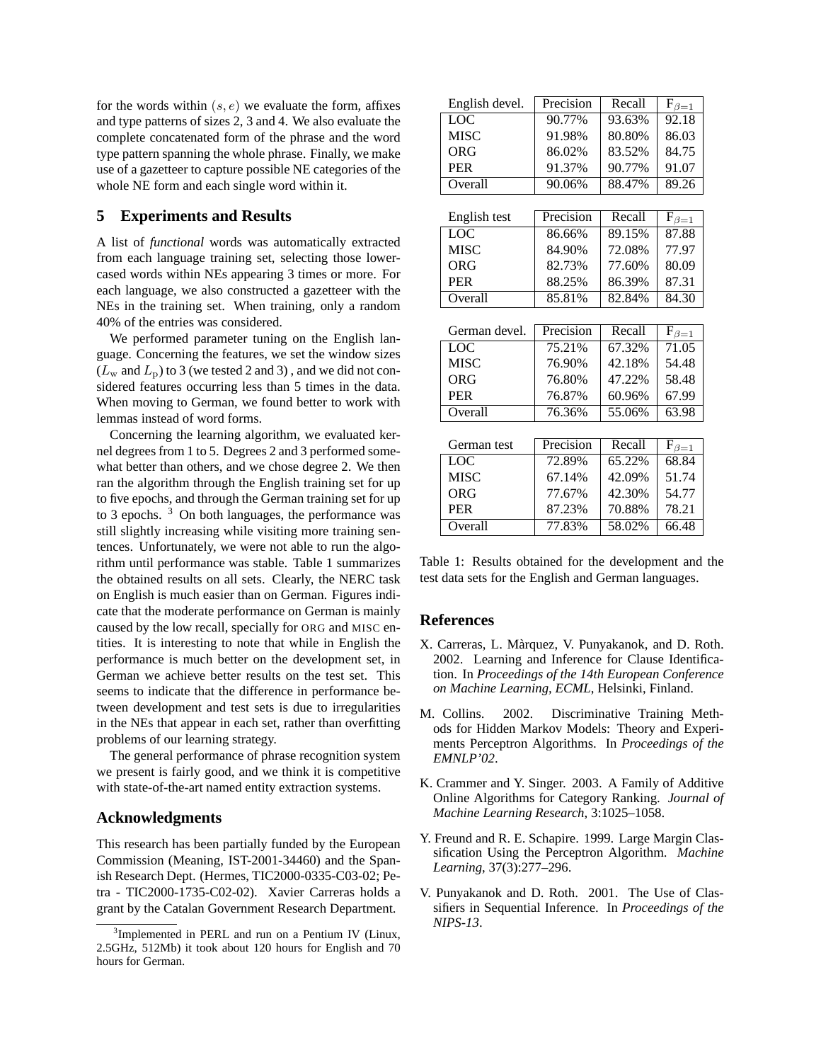for the words within $(s, e)$ we evaluate the form, affixes and type patterns of sizes 2, 3 and 4. We also evaluate the complete concatenated form of the phrase and the word type pattern spanning the whole phrase. Finally, we make use of a gazetteer to capture possible NE categories of the whole NE form and each single word within it.

## 5 Experiments and Results

A list of *functional* words was automatically extracted from each language training set, selecting those lowercased words within NEs appearing 3 times or more. For each language, we also constructed a gazetteer with the NEs in the training set. When training, only a random 40% of the entries was considered.

We performed parameter tuning on the English language. Concerning the features, we set the window sizes ($L_{\rm w}$ and $L_{\rm p}$) to 3 (we tested 2 and 3) , and we did not considered features occurring less than 5 times in the data. When moving to German, we found better to work with lemmas instead of word forms.

Concerning the learning algorithm, we evaluated kernel degrees from 1 to 5. Degrees 2 and 3 performed somewhat better than others, and we chose degree 2. We then ran the algorithm through the English training set for up to five epochs, and through the German training set for up to 3 epochs. [3] On both languages, the performance was still slightly increasing while visiting more training sentences. Unfortunately, we were not able to run the algorithm until performance was stable. Table 1 summarizes the obtained results on all sets. Clearly, the NERC task on English is much easier than on German. Figures indicate that the moderate performance on German is mainly caused by the low recall, specially for ORG and MISC entities. It is interesting to note that while in English the performance is much better on the development set, in German we achieve better results on the test set. This seems to indicate that the difference in performance between development and test sets is due to irregularities in the NEs that appear in each set, rather than overfitting problems of our learning strategy.

The general performance of phrase recognition system we present is fairly good, and we think it is competitive with state-of-the-art named entity extraction systems.

| English devel. | Precision | Recall | $F_{\beta=1}$ |
|---|---|---|---|
| LOC | 90.77% | 93.63% | 92.18 |
| MISC | 91.98% | 80.80% | 86.03 |
| ORG | 86.02% | 83.52% | 84.75 |
| PER | 91.37% | 90.77% | 91.07 |
| Overall | 90.06% | 88.47% | 89.26 |

| English test | Precision | Recall | $F_{\beta=1}$ |
|---|---|---|---|
| LOC | 86.66% | 89.15% | 87.88 |
| MISC | 84.90% | 72.08% | 77.97 |
| ORG | 82.73% | 77.60% | 80.09 |
| PER | 88.25% | 86.39% | 87.31 |
| Overall | 85.81% | 82.84% | 84.30 |

| German devel. | Precision | Recall | $F_{\beta=1}$ |
|---|---|---|---|
| LOC | 75.21% | 67.32% | 71.05 |
| MISC | 76.90% | 42.18% | 54.48 |
| ORG | 76.80% | 47.22% | 58.48 |
| PER | 76.87% | 60.96% | 67.99 |
| Overall | 76.36% | 55.06% | 63.98 |

| German test | Precision | Recall | $F_{\beta=1}$ |
|---|---|---|---|
| LOC | 72.89% | 65.22% | 68.84 |
| MISC | 67.14% | 42.09% | 51.74 |
| ORG | 77.67% | 42.30% | 54.77 |
| PER | 87.23% | 70.88% | 78.21 |
| Overall | 77.83% | 58.02% | 66.48 |

Table 1: Results obtained for the development and the test data sets for the English and German languages.

## Acknowledgments

This research has been partially funded by the European Commission (Meaning, IST-2001-34460) and the Spanish Research Dept. (Hermes, TIC2000-0335-C03-02; Petra - TIC2000-1735-C02-02). Xavier Carreras holds a grant by the Catalan Government Research Department.

[3] Implemented in PERL and run on a Pentium IV (Linux, 2.5GHz, 512Mb) it took about 120 hours for English and 70 hours for German.

## References

X. Carreras, L. Màrquez, V. Punyakanok, and D. Roth. 2002. Learning and Inference for Clause Identification. In *Proceedings of the 14th European Conference on Machine Learning, ECML*, Helsinki, Finland.

M. Collins. 2002. Discriminative Training Methods for Hidden Markov Models: Theory and Experiments Perceptron Algorithms. In *Proceedings of the EMNLP'02*.

K. Crammer and Y. Singer. 2003. A Family of Additive Online Algorithms for Category Ranking. *Journal of Machine Learning Research*, 3:1025–1058.

Y. Freund and R. E. Schapire. 1999. Large Margin Classification Using the Perceptron Algorithm. *Machine Learning*, 37(3):277–296.

V. Punyakanok and D. Roth. 2001. The Use of Classifiers in Sequential Inference. In *Proceedings of the NIPS-13*.